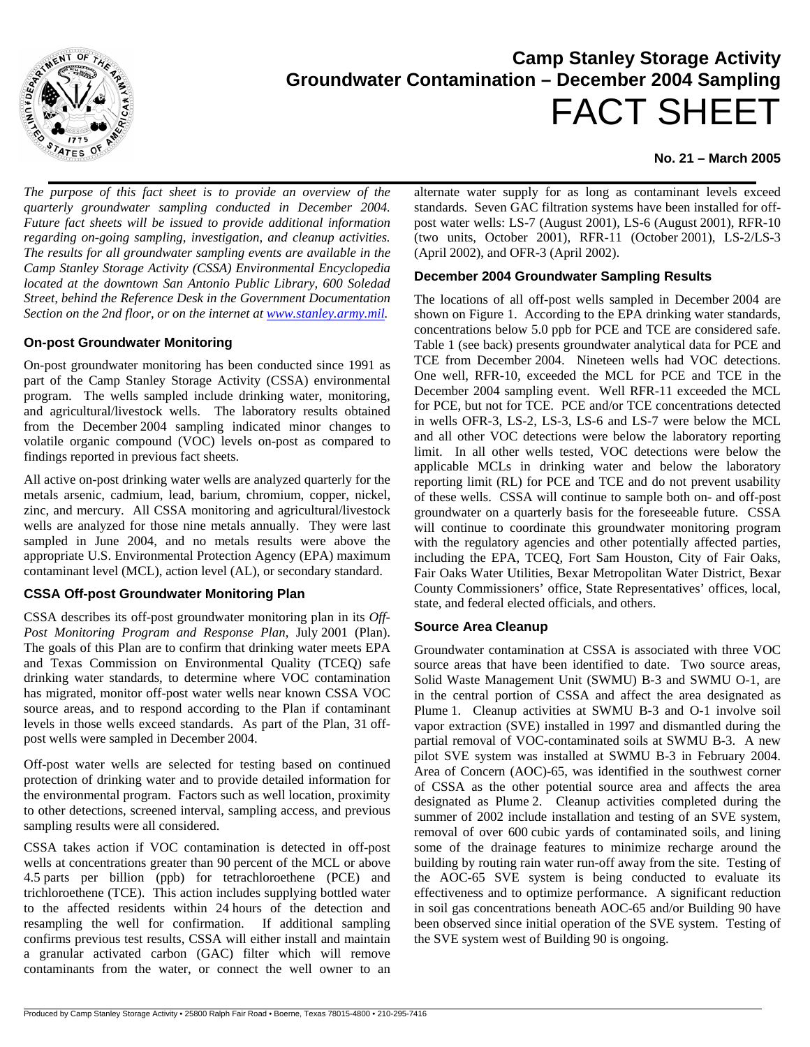# Camp Stanley Storage Activity
## Groundwater Contamination – December 2004 Sampling
# FACT SHEET

**No. 21 – March 2005**

*The purpose of this fact sheet is to provide an overview of the quarterly groundwater sampling conducted in December 2004. Future fact sheets will be issued to provide additional information regarding on-going sampling, investigation, and cleanup activities. The results for all groundwater sampling events are available in the Camp Stanley Storage Activity (CSSA) Environmental Encyclopedia located at the downtown San Antonio Public Library, 600 Soledad Street, behind the Reference Desk in the Government Documentation Section on the 2nd floor, or on the internet at www.stanley.army.mil.*

### On-post Groundwater Monitoring

On-post groundwater monitoring has been conducted since 1991 as part of the Camp Stanley Storage Activity (CSSA) environmental program. The wells sampled include drinking water, monitoring, and agricultural/livestock wells. The laboratory results obtained from the December 2004 sampling indicated minor changes to volatile organic compound (VOC) levels on-post as compared to findings reported in previous fact sheets.

All active on-post drinking water wells are analyzed quarterly for the metals arsenic, cadmium, lead, barium, chromium, copper, nickel, zinc, and mercury. All CSSA monitoring and agricultural/livestock wells are analyzed for those nine metals annually. They were last sampled in June 2004, and no metals results were above the appropriate U.S. Environmental Protection Agency (EPA) maximum contaminant level (MCL), action level (AL), or secondary standard.

### CSSA Off-post Groundwater Monitoring Plan

CSSA describes its off-post groundwater monitoring plan in its *Off-Post Monitoring Program and Response Plan*, July 2001 (Plan). The goals of this Plan are to confirm that drinking water meets EPA and Texas Commission on Environmental Quality (TCEQ) safe drinking water standards, to determine where VOC contamination has migrated, monitor off-post water wells near known CSSA VOC source areas, and to respond according to the Plan if contaminant levels in those wells exceed standards. As part of the Plan, 31 off-post wells were sampled in December 2004.

Off-post water wells are selected for testing based on continued protection of drinking water and to provide detailed information for the environmental program. Factors such as well location, proximity to other detections, screened interval, sampling access, and previous sampling results were all considered.

CSSA takes action if VOC contamination is detected in off-post wells at concentrations greater than 90 percent of the MCL or above 4.5 parts per billion (ppb) for tetrachloroethene (PCE) and trichloroethene (TCE). This action includes supplying bottled water to the affected residents within 24 hours of the detection and resampling the well for confirmation. If additional sampling confirms previous test results, CSSA will either install and maintain a granular activated carbon (GAC) filter which will remove contaminants from the water, or connect the well owner to an alternate water supply for as long as contaminant levels exceed standards. Seven GAC filtration systems have been installed for off-post water wells: LS-7 (August 2001), LS-6 (August 2001), RFR-10 (two units, October 2001), RFR-11 (October 2001), LS-2/LS-3 (April 2002), and OFR-3 (April 2002).

### December 2004 Groundwater Sampling Results

The locations of all off-post wells sampled in December 2004 are shown on Figure 1. According to the EPA drinking water standards, concentrations below 5.0 ppb for PCE and TCE are considered safe. Table 1 (see back) presents groundwater analytical data for PCE and TCE from December 2004. Nineteen wells had VOC detections. One well, RFR-10, exceeded the MCL for PCE and TCE in the December 2004 sampling event. Well RFR-11 exceeded the MCL for PCE, but not for TCE. PCE and/or TCE concentrations detected in wells OFR-3, LS-2, LS-3, LS-6 and LS-7 were below the MCL and all other VOC detections were below the laboratory reporting limit. In all other wells tested, VOC detections were below the applicable MCLs in drinking water and below the laboratory reporting limit (RL) for PCE and TCE and do not prevent usability of these wells. CSSA will continue to sample both on- and off-post groundwater on a quarterly basis for the foreseeable future. CSSA will continue to coordinate this groundwater monitoring program with the regulatory agencies and other potentially affected parties, including the EPA, TCEQ, Fort Sam Houston, City of Fair Oaks, Fair Oaks Water Utilities, Bexar Metropolitan Water District, Bexar County Commissioners' office, State Representatives' offices, local, state, and federal elected officials, and others.

### Source Area Cleanup

Groundwater contamination at CSSA is associated with three VOC source areas that have been identified to date. Two source areas, Solid Waste Management Unit (SWMU) B-3 and SWMU O-1, are in the central portion of CSSA and affect the area designated as Plume 1. Cleanup activities at SWMU B-3 and O-1 involve soil vapor extraction (SVE) installed in 1997 and dismantled during the partial removal of VOC-contaminated soils at SWMU B-3. A new pilot SVE system was installed at SWMU B-3 in February 2004. Area of Concern (AOC)-65, was identified in the southwest corner of CSSA as the other potential source area and affects the area designated as Plume 2. Cleanup activities completed during the summer of 2002 include installation and testing of an SVE system, removal of over 600 cubic yards of contaminated soils, and lining some of the drainage features to minimize recharge around the building by routing rain water run-off away from the site. Testing of the AOC-65 SVE system is being conducted to evaluate its effectiveness and to optimize performance. A significant reduction in soil gas concentrations beneath AOC-65 and/or Building 90 have been observed since initial operation of the SVE system. Testing of the SVE system west of Building 90 is ongoing.

Produced by Camp Stanley Storage Activity • 25800 Ralph Fair Road • Boerne, Texas 78015-4800 • 210-295-7416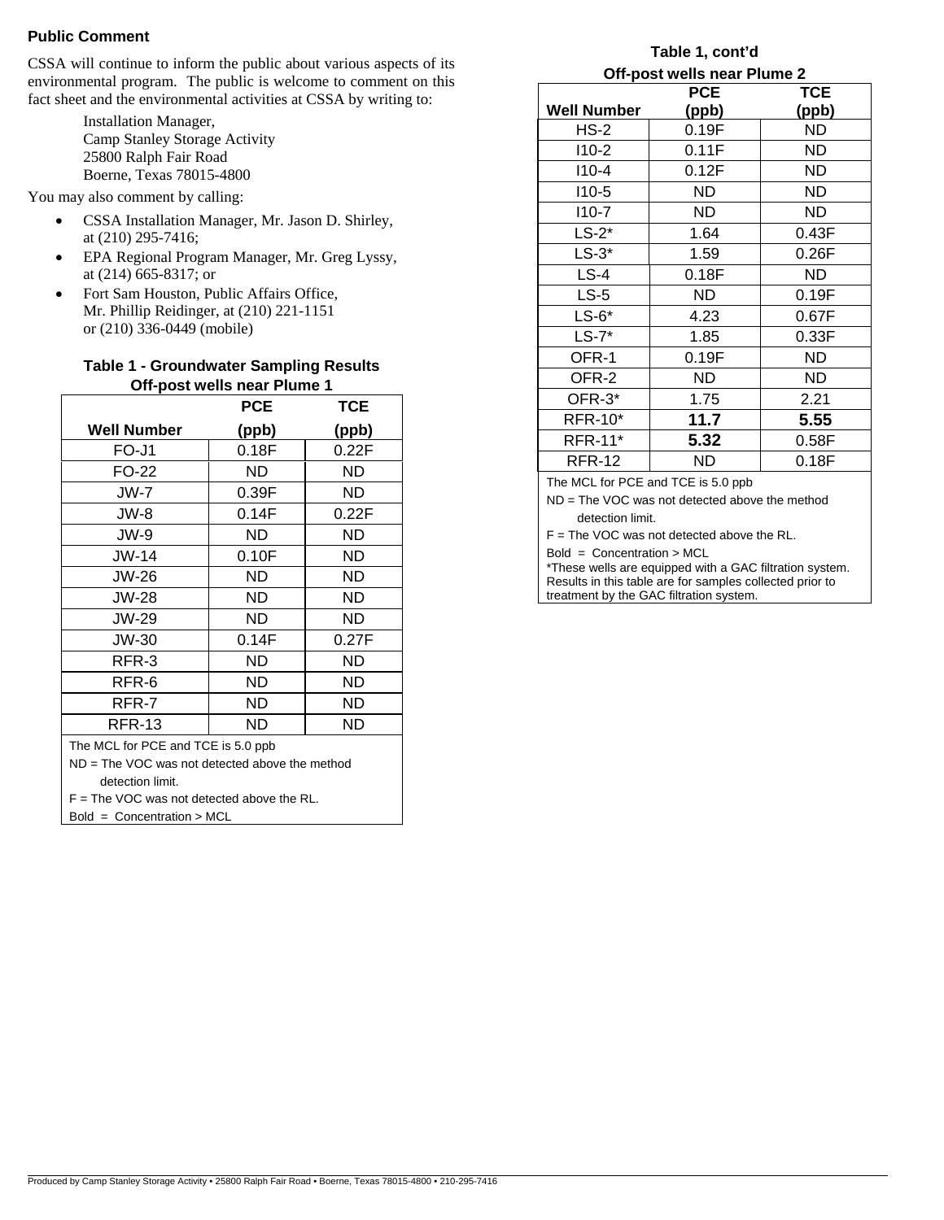## Public Comment

CSSA will continue to inform the public about various aspects of its environmental program. The public is welcome to comment on this fact sheet and the environmental activities at CSSA by writing to:

> Installation Manager,
> Camp Stanley Storage Activity
> 25800 Ralph Fair Road
> Boerne, Texas 78015-4800

You may also comment by calling:

- CSSA Installation Manager, Mr. Jason D. Shirley, at (210) 295-7416;
- EPA Regional Program Manager, Mr. Greg Lyssy, at (214) 665-8317; or
- Fort Sam Houston, Public Affairs Office, Mr. Phillip Reidinger, at (210) 221-1151 or (210) 336-0449 (mobile)

**Table 1 - Groundwater Sampling Results**
**Off-post wells near Plume 1**

| Well Number | PCE (ppb) | TCE (ppb) |
|---|---|---|
| FO-J1 | 0.18F | 0.22F |
| FO-22 | ND | ND |
| JW-7 | 0.39F | ND |
| JW-8 | 0.14F | 0.22F |
| JW-9 | ND | ND |
| JW-14 | 0.10F | ND |
| JW-26 | ND | ND |
| JW-28 | ND | ND |
| JW-29 | ND | ND |
| JW-30 | 0.14F | 0.27F |
| RFR-3 | ND | ND |
| RFR-6 | ND | ND |
| RFR-7 | ND | ND |
| RFR-13 | ND | ND |

The MCL for PCE and TCE is 5.0 ppb
ND = The VOC was not detected above the method detection limit.
F = The VOC was not detected above the RL.
Bold = Concentration > MCL

**Table 1, cont'd**
**Off-post wells near Plume 2**

| Well Number | PCE (ppb) | TCE (ppb) |
|---|---|---|
| HS-2 | 0.19F | ND |
| I10-2 | 0.11F | ND |
| I10-4 | 0.12F | ND |
| I10-5 | ND | ND |
| I10-7 | ND | ND |
| LS-2* | 1.64 | 0.43F |
| LS-3* | 1.59 | 0.26F |
| LS-4 | 0.18F | ND |
| LS-5 | ND | 0.19F |
| LS-6* | 4.23 | 0.67F |
| LS-7* | 1.85 | 0.33F |
| OFR-1 | 0.19F | ND |
| OFR-2 | ND | ND |
| OFR-3* | 1.75 | 2.21 |
| RFR-10* | **11.7** | **5.55** |
| RFR-11* | **5.32** | 0.58F |
| RFR-12 | ND | 0.18F |

The MCL for PCE and TCE is 5.0 ppb
ND = The VOC was not detected above the method detection limit.
F = The VOC was not detected above the RL.
Bold = Concentration > MCL
*These wells are equipped with a GAC filtration system. Results in this table are for samples collected prior to treatment by the GAC filtration system.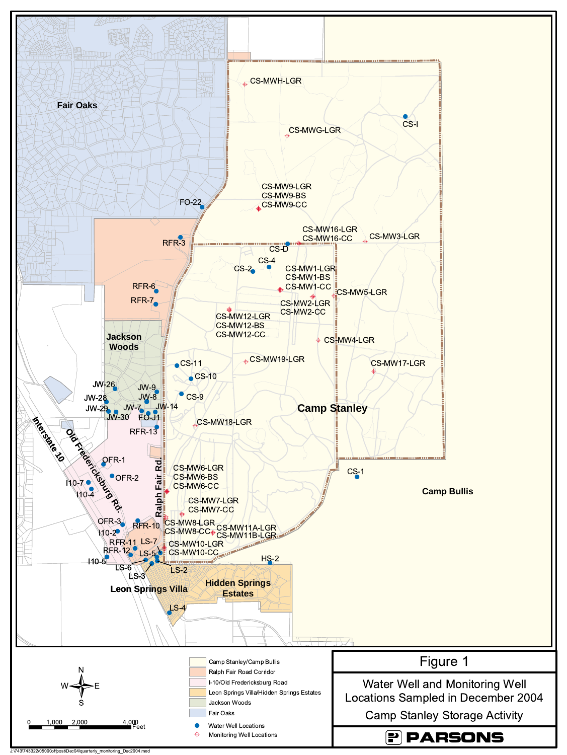Fair Oaks

Jackson Woods

Camp Stanley

Camp Bullis

Leon Springs Villa

Hidden Springs Estates

Interstate 10

Old Fredericksburg Rd.

Ralph Fair Rd.

CS-MWH-LGR

CS-I

CS-MWG-LGR

CS-MW9-LGR
CS-MW9-BS
CS-MW9-CC

FO-22

CS-MW16-LGR
CS-MW16-CC

CS-MW3-LGR

RFR-3

CS-D

CS-4

CS-2

CS-MW1-LGR
CS-MW1-BS
CS-MW1-CC

CS-MW5-LGR

RFR-6

RFR-7

CS-MW2-LGR
CS-MW2-CC

CS-MW12-LGR
CS-MW12-BS
CS-MW12-CC

CS-MW4-LGR

CS-MW19-LGR

CS-MW17-LGR

CS-11

CS-10

JW-26

JW-9

JW-8

CS-9

JW-28

JW-29

JW-7

JW-14

JW-30

FO-J1

CS-MW18-LGR

RFR-13

OFR-1

OFR-2

I10-7

I10-4

CS-MW6-LGR
CS-MW6-BS
CS-MW6-CC

CS-1

CS-MW7-LGR
CS-MW7-CC

OFR-3

RFR-10

CS-MW8-LGR
CS-MW8-CC

CS-MW11A-LGR
CS-MW11B-LGR

I10-2

RFR-11

LS-7

CS-MW10-LGR
CS-MW10-CC

RFR-12

LS-5

HS-2

I10-5

LS-6

LS-2

LS-3

LS-4

N
W E
S

0 1,000 2,000 4,000 Feet

Camp Stanley/Camp Bullis

Ralph Fair Road Corridor

I-10/Old Fredericksburg Road

Leon Springs Villa/Hidden Springs Estates

Jackson Woods

Fair Oaks

Water Well Locations

Monitoring Well Locations

Figure 1

Water Well and Monitoring Well Locations Sampled in December 2004

Camp Stanley Storage Activity

PARSONS

J:\743\743322\05000\offpost\Dec04\quarterly_monitoring_Dec2004.mxd